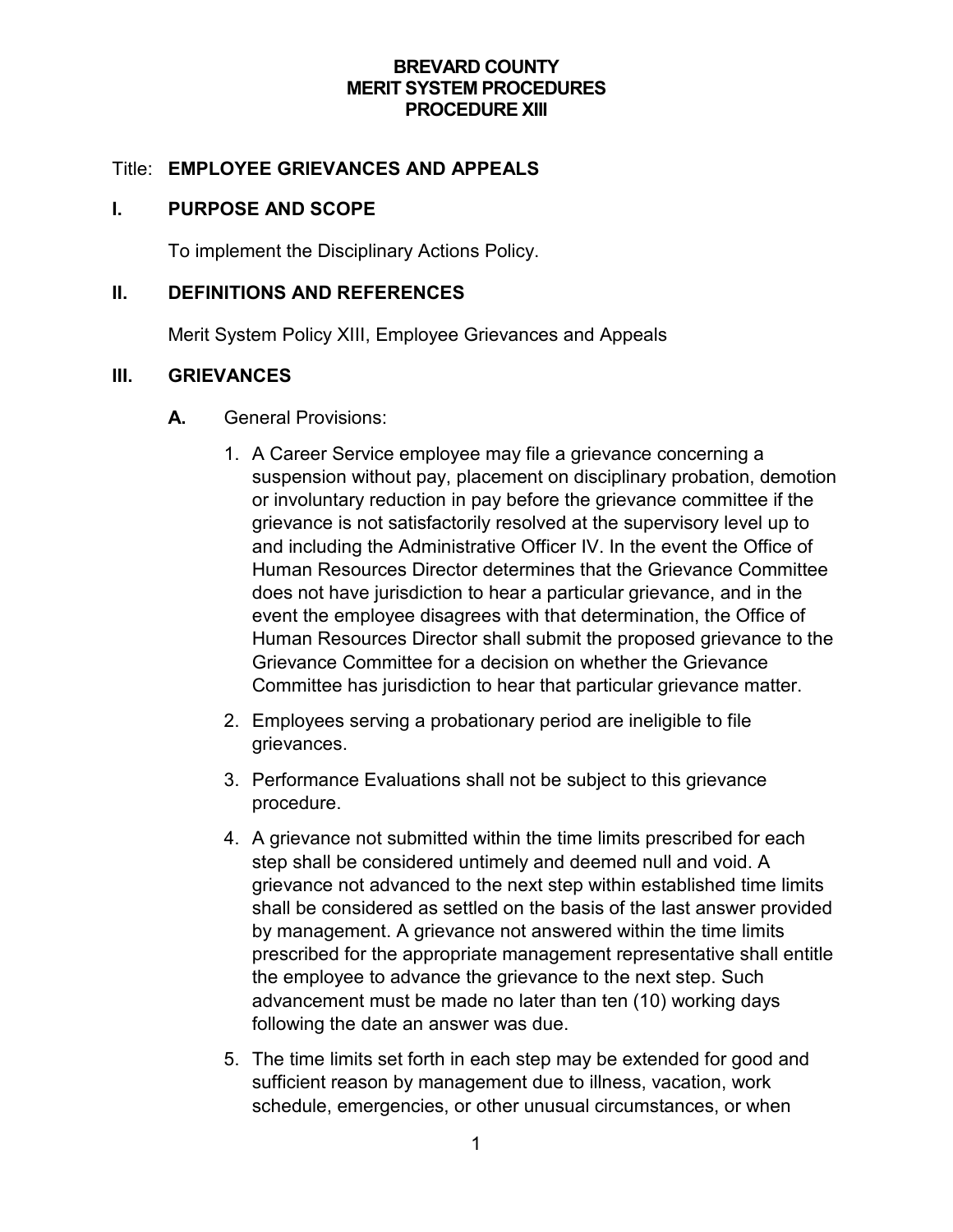**BREVARD COUNTY**
**MERIT SYSTEM PROCEDURES**
**PROCEDURE XIII**

Title: **EMPLOYEE GRIEVANCES AND APPEALS**

## I. PURPOSE AND SCOPE

To implement the Disciplinary Actions Policy.

## II. DEFINITIONS AND REFERENCES

Merit System Policy XIII, Employee Grievances and Appeals

## III. GRIEVANCES

**A.** General Provisions:

1. A Career Service employee may file a grievance concerning a suspension without pay, placement on disciplinary probation, demotion or involuntary reduction in pay before the grievance committee if the grievance is not satisfactorily resolved at the supervisory level up to and including the Administrative Officer IV. In the event the Office of Human Resources Director determines that the Grievance Committee does not have jurisdiction to hear a particular grievance, and in the event the employee disagrees with that determination, the Office of Human Resources Director shall submit the proposed grievance to the Grievance Committee for a decision on whether the Grievance Committee has jurisdiction to hear that particular grievance matter.

2. Employees serving a probationary period are ineligible to file grievances.

3. Performance Evaluations shall not be subject to this grievance procedure.

4. A grievance not submitted within the time limits prescribed for each step shall be considered untimely and deemed null and void. A grievance not advanced to the next step within established time limits shall be considered as settled on the basis of the last answer provided by management. A grievance not answered within the time limits prescribed for the appropriate management representative shall entitle the employee to advance the grievance to the next step. Such advancement must be made no later than ten (10) working days following the date an answer was due.

5. The time limits set forth in each step may be extended for good and sufficient reason by management due to illness, vacation, work schedule, emergencies, or other unusual circumstances, or when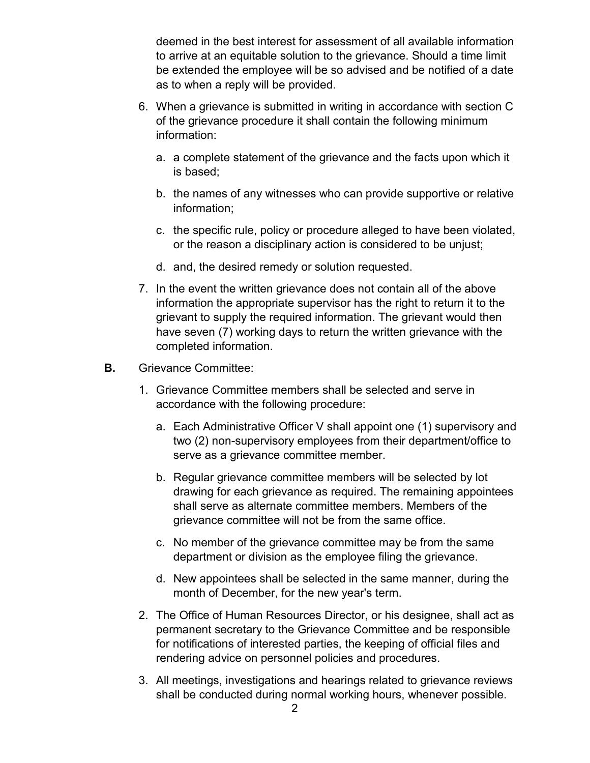deemed in the best interest for assessment of all available information to arrive at an equitable solution to the grievance. Should a time limit be extended the employee will be so advised and be notified of a date as to when a reply will be provided.

6. When a grievance is submitted in writing in accordance with section C of the grievance procedure it shall contain the following minimum information:

    a. a complete statement of the grievance and the facts upon which it is based;

    b. the names of any witnesses who can provide supportive or relative information;

    c. the specific rule, policy or procedure alleged to have been violated, or the reason a disciplinary action is considered to be unjust;

    d. and, the desired remedy or solution requested.

7. In the event the written grievance does not contain all of the above information the appropriate supervisor has the right to return it to the grievant to supply the required information. The grievant would then have seven (7) working days to return the written grievance with the completed information.

**B.** Grievance Committee:

1. Grievance Committee members shall be selected and serve in accordance with the following procedure:

    a. Each Administrative Officer V shall appoint one (1) supervisory and two (2) non-supervisory employees from their department/office to serve as a grievance committee member.

    b. Regular grievance committee members will be selected by lot drawing for each grievance as required. The remaining appointees shall serve as alternate committee members. Members of the grievance committee will not be from the same office.

    c. No member of the grievance committee may be from the same department or division as the employee filing the grievance.

    d. New appointees shall be selected in the same manner, during the month of December, for the new year's term.

2. The Office of Human Resources Director, or his designee, shall act as permanent secretary to the Grievance Committee and be responsible for notifications of interested parties, the keeping of official files and rendering advice on personnel policies and procedures.

3. All meetings, investigations and hearings related to grievance reviews shall be conducted during normal working hours, whenever possible.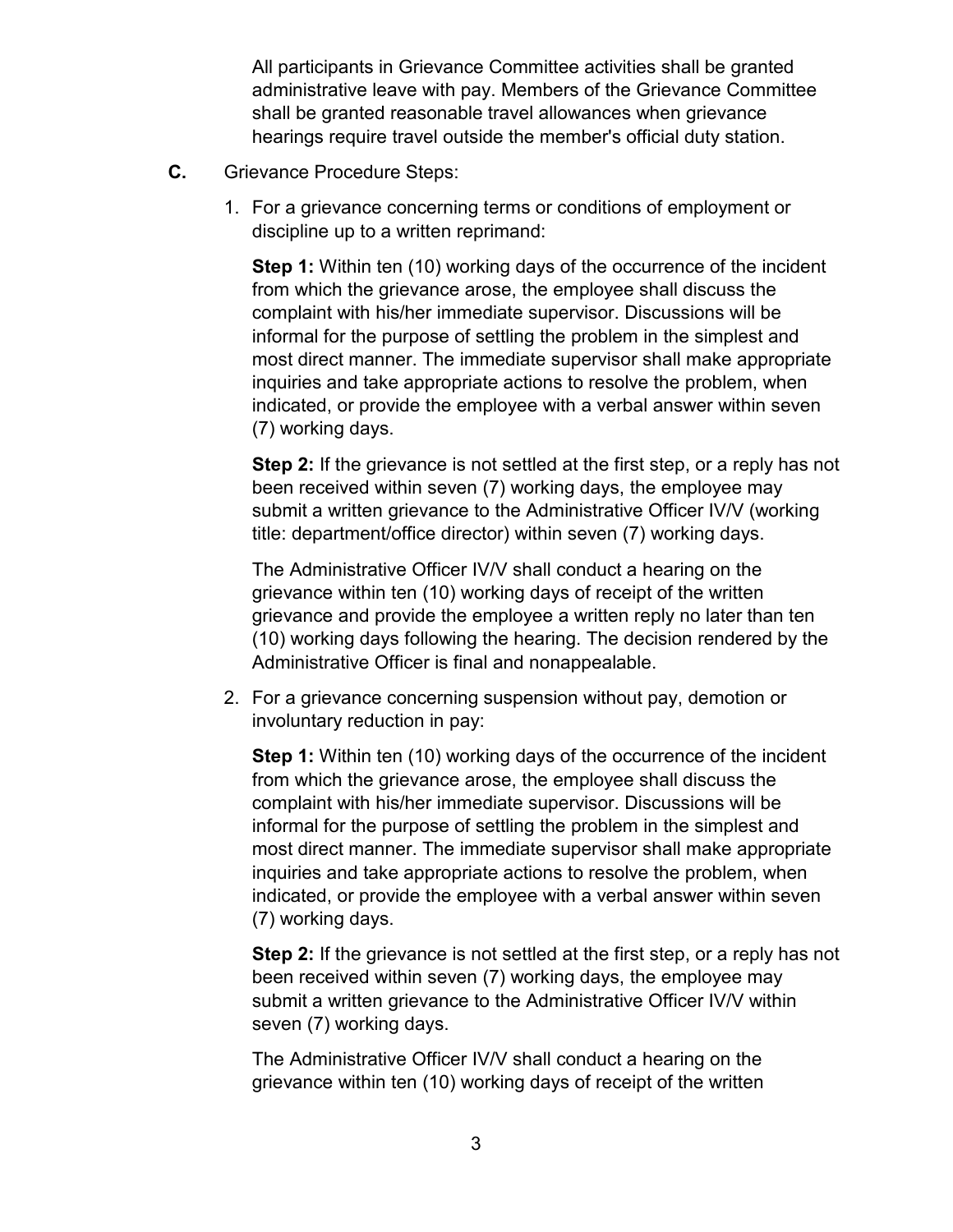All participants in Grievance Committee activities shall be granted administrative leave with pay. Members of the Grievance Committee shall be granted reasonable travel allowances when grievance hearings require travel outside the member's official duty station.

**C.** Grievance Procedure Steps:

1. For a grievance concerning terms or conditions of employment or discipline up to a written reprimand:

   **Step 1:** Within ten (10) working days of the occurrence of the incident from which the grievance arose, the employee shall discuss the complaint with his/her immediate supervisor. Discussions will be informal for the purpose of settling the problem in the simplest and most direct manner. The immediate supervisor shall make appropriate inquiries and take appropriate actions to resolve the problem, when indicated, or provide the employee with a verbal answer within seven (7) working days.

   **Step 2:** If the grievance is not settled at the first step, or a reply has not been received within seven (7) working days, the employee may submit a written grievance to the Administrative Officer IV/V (working title: department/office director) within seven (7) working days.

   The Administrative Officer IV/V shall conduct a hearing on the grievance within ten (10) working days of receipt of the written grievance and provide the employee a written reply no later than ten (10) working days following the hearing. The decision rendered by the Administrative Officer is final and nonappealable.

2. For a grievance concerning suspension without pay, demotion or involuntary reduction in pay:

   **Step 1:** Within ten (10) working days of the occurrence of the incident from which the grievance arose, the employee shall discuss the complaint with his/her immediate supervisor. Discussions will be informal for the purpose of settling the problem in the simplest and most direct manner. The immediate supervisor shall make appropriate inquiries and take appropriate actions to resolve the problem, when indicated, or provide the employee with a verbal answer within seven (7) working days.

   **Step 2:** If the grievance is not settled at the first step, or a reply has not been received within seven (7) working days, the employee may submit a written grievance to the Administrative Officer IV/V within seven (7) working days.

   The Administrative Officer IV/V shall conduct a hearing on the grievance within ten (10) working days of receipt of the written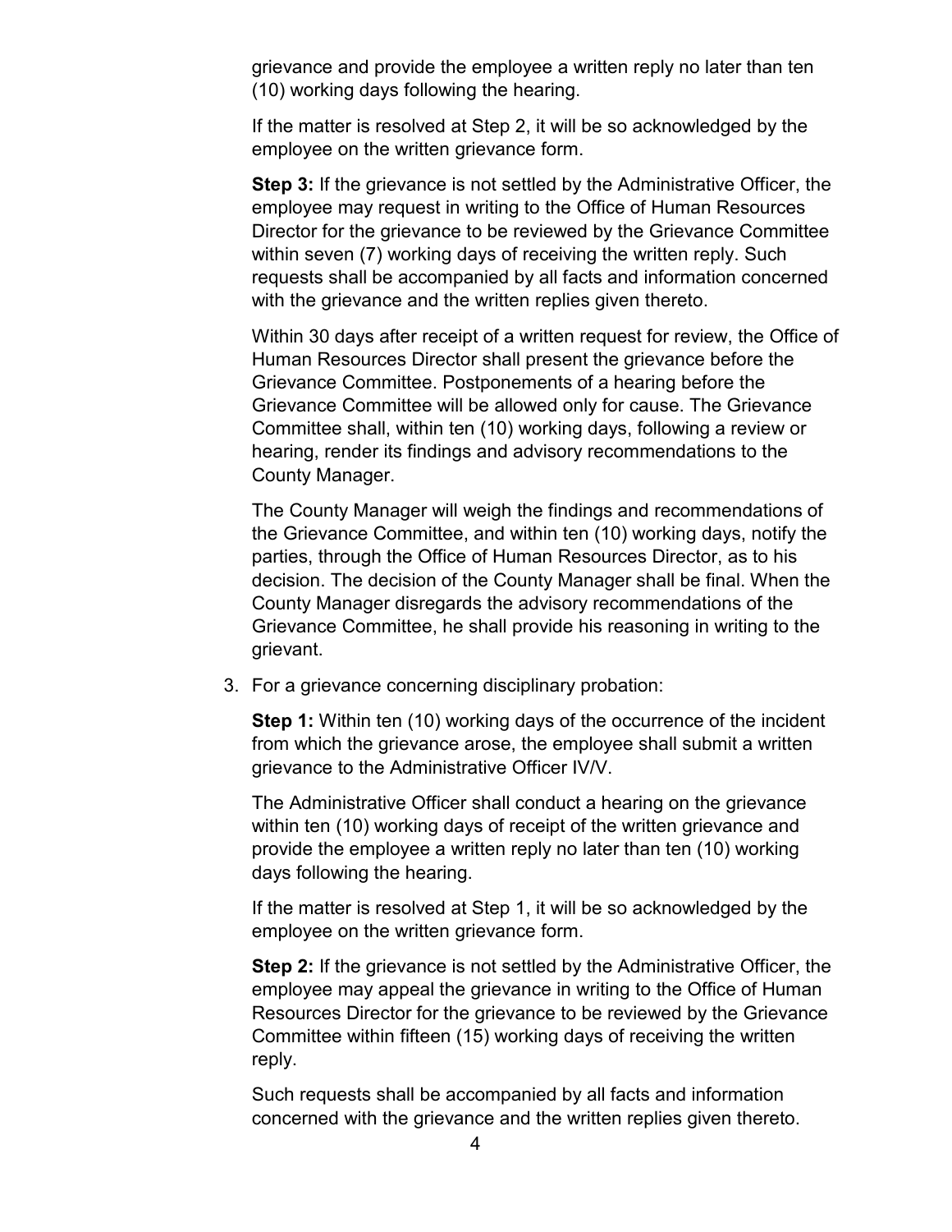grievance and provide the employee a written reply no later than ten (10) working days following the hearing.

If the matter is resolved at Step 2, it will be so acknowledged by the employee on the written grievance form.

**Step 3:** If the grievance is not settled by the Administrative Officer, the employee may request in writing to the Office of Human Resources Director for the grievance to be reviewed by the Grievance Committee within seven (7) working days of receiving the written reply. Such requests shall be accompanied by all facts and information concerned with the grievance and the written replies given thereto.

Within 30 days after receipt of a written request for review, the Office of Human Resources Director shall present the grievance before the Grievance Committee. Postponements of a hearing before the Grievance Committee will be allowed only for cause. The Grievance Committee shall, within ten (10) working days, following a review or hearing, render its findings and advisory recommendations to the County Manager.

The County Manager will weigh the findings and recommendations of the Grievance Committee, and within ten (10) working days, notify the parties, through the Office of Human Resources Director, as to his decision. The decision of the County Manager shall be final. When the County Manager disregards the advisory recommendations of the Grievance Committee, he shall provide his reasoning in writing to the grievant.

3. For a grievance concerning disciplinary probation:

   **Step 1:** Within ten (10) working days of the occurrence of the incident from which the grievance arose, the employee shall submit a written grievance to the Administrative Officer IV/V.

   The Administrative Officer shall conduct a hearing on the grievance within ten (10) working days of receipt of the written grievance and provide the employee a written reply no later than ten (10) working days following the hearing.

   If the matter is resolved at Step 1, it will be so acknowledged by the employee on the written grievance form.

   **Step 2:** If the grievance is not settled by the Administrative Officer, the employee may appeal the grievance in writing to the Office of Human Resources Director for the grievance to be reviewed by the Grievance Committee within fifteen (15) working days of receiving the written reply.

   Such requests shall be accompanied by all facts and information concerned with the grievance and the written replies given thereto.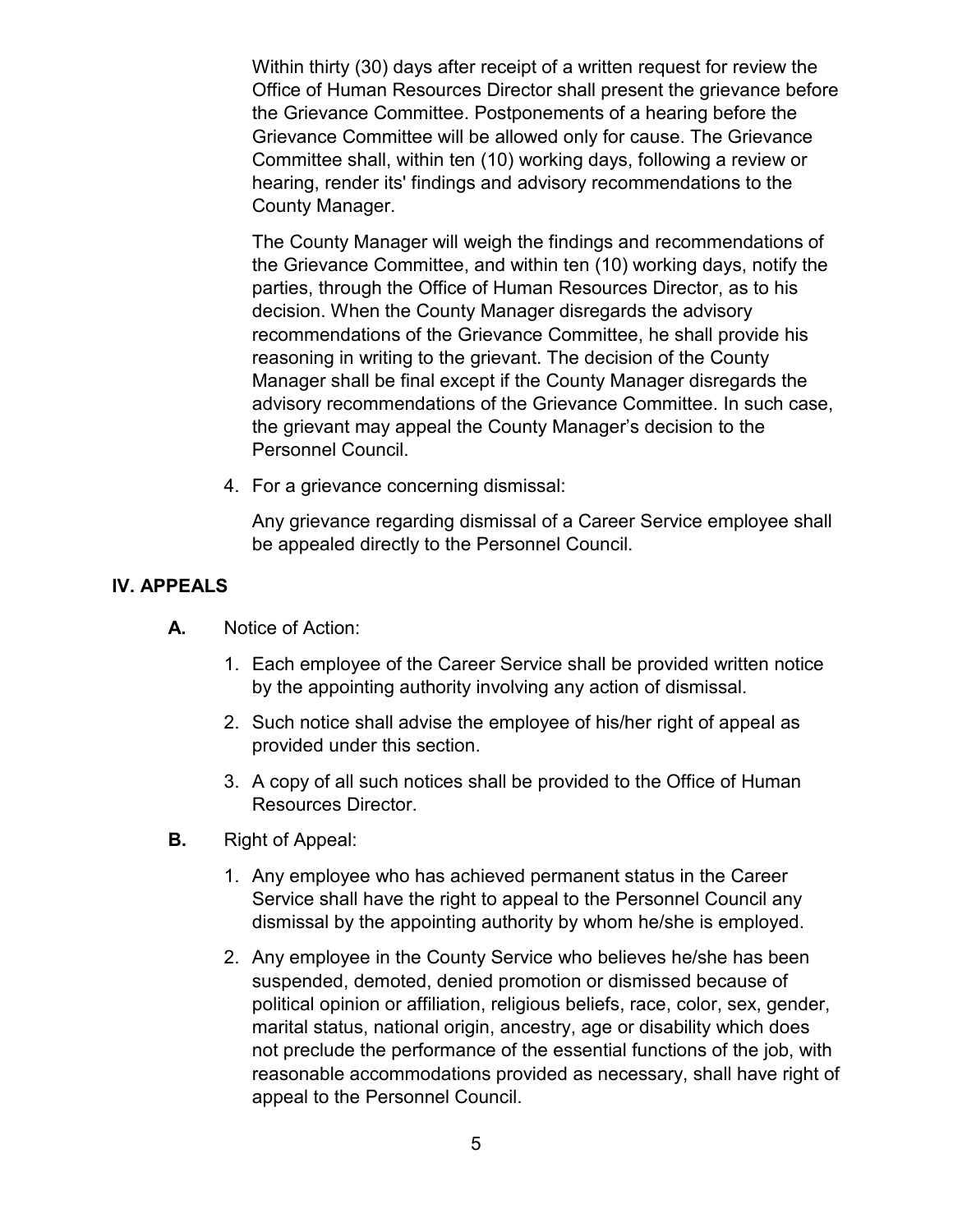Within thirty (30) days after receipt of a written request for review the Office of Human Resources Director shall present the grievance before the Grievance Committee. Postponements of a hearing before the Grievance Committee will be allowed only for cause. The Grievance Committee shall, within ten (10) working days, following a review or hearing, render its' findings and advisory recommendations to the County Manager.

The County Manager will weigh the findings and recommendations of the Grievance Committee, and within ten (10) working days, notify the parties, through the Office of Human Resources Director, as to his decision. When the County Manager disregards the advisory recommendations of the Grievance Committee, he shall provide his reasoning in writing to the grievant. The decision of the County Manager shall be final except if the County Manager disregards the advisory recommendations of the Grievance Committee. In such case, the grievant may appeal the County Manager's decision to the Personnel Council.

4. For a grievance concerning dismissal:

   Any grievance regarding dismissal of a Career Service employee shall be appealed directly to the Personnel Council.

## IV. APPEALS

**A.** Notice of Action:

1. Each employee of the Career Service shall be provided written notice by the appointing authority involving any action of dismissal.
2. Such notice shall advise the employee of his/her right of appeal as provided under this section.
3. A copy of all such notices shall be provided to the Office of Human Resources Director.

**B.** Right of Appeal:

1. Any employee who has achieved permanent status in the Career Service shall have the right to appeal to the Personnel Council any dismissal by the appointing authority by whom he/she is employed.
2. Any employee in the County Service who believes he/she has been suspended, demoted, denied promotion or dismissed because of political opinion or affiliation, religious beliefs, race, color, sex, gender, marital status, national origin, ancestry, age or disability which does not preclude the performance of the essential functions of the job, with reasonable accommodations provided as necessary, shall have right of appeal to the Personnel Council.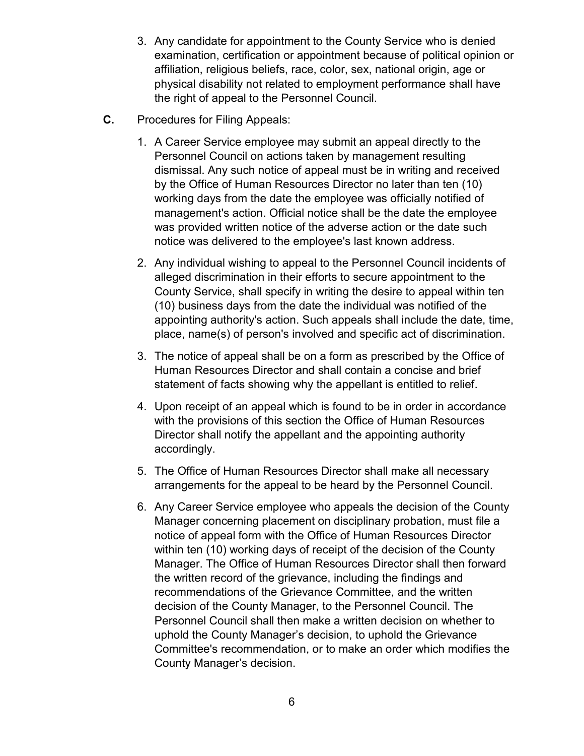3. Any candidate for appointment to the County Service who is denied examination, certification or appointment because of political opinion or affiliation, religious beliefs, race, color, sex, national origin, age or physical disability not related to employment performance shall have the right of appeal to the Personnel Council.

**C.** Procedures for Filing Appeals:

1. A Career Service employee may submit an appeal directly to the Personnel Council on actions taken by management resulting dismissal. Any such notice of appeal must be in writing and received by the Office of Human Resources Director no later than ten (10) working days from the date the employee was officially notified of management's action. Official notice shall be the date the employee was provided written notice of the adverse action or the date such notice was delivered to the employee's last known address.

2. Any individual wishing to appeal to the Personnel Council incidents of alleged discrimination in their efforts to secure appointment to the County Service, shall specify in writing the desire to appeal within ten (10) business days from the date the individual was notified of the appointing authority's action. Such appeals shall include the date, time, place, name(s) of person's involved and specific act of discrimination.

3. The notice of appeal shall be on a form as prescribed by the Office of Human Resources Director and shall contain a concise and brief statement of facts showing why the appellant is entitled to relief.

4. Upon receipt of an appeal which is found to be in order in accordance with the provisions of this section the Office of Human Resources Director shall notify the appellant and the appointing authority accordingly.

5. The Office of Human Resources Director shall make all necessary arrangements for the appeal to be heard by the Personnel Council.

6. Any Career Service employee who appeals the decision of the County Manager concerning placement on disciplinary probation, must file a notice of appeal form with the Office of Human Resources Director within ten (10) working days of receipt of the decision of the County Manager. The Office of Human Resources Director shall then forward the written record of the grievance, including the findings and recommendations of the Grievance Committee, and the written decision of the County Manager, to the Personnel Council. The Personnel Council shall then make a written decision on whether to uphold the County Manager's decision, to uphold the Grievance Committee's recommendation, or to make an order which modifies the County Manager's decision.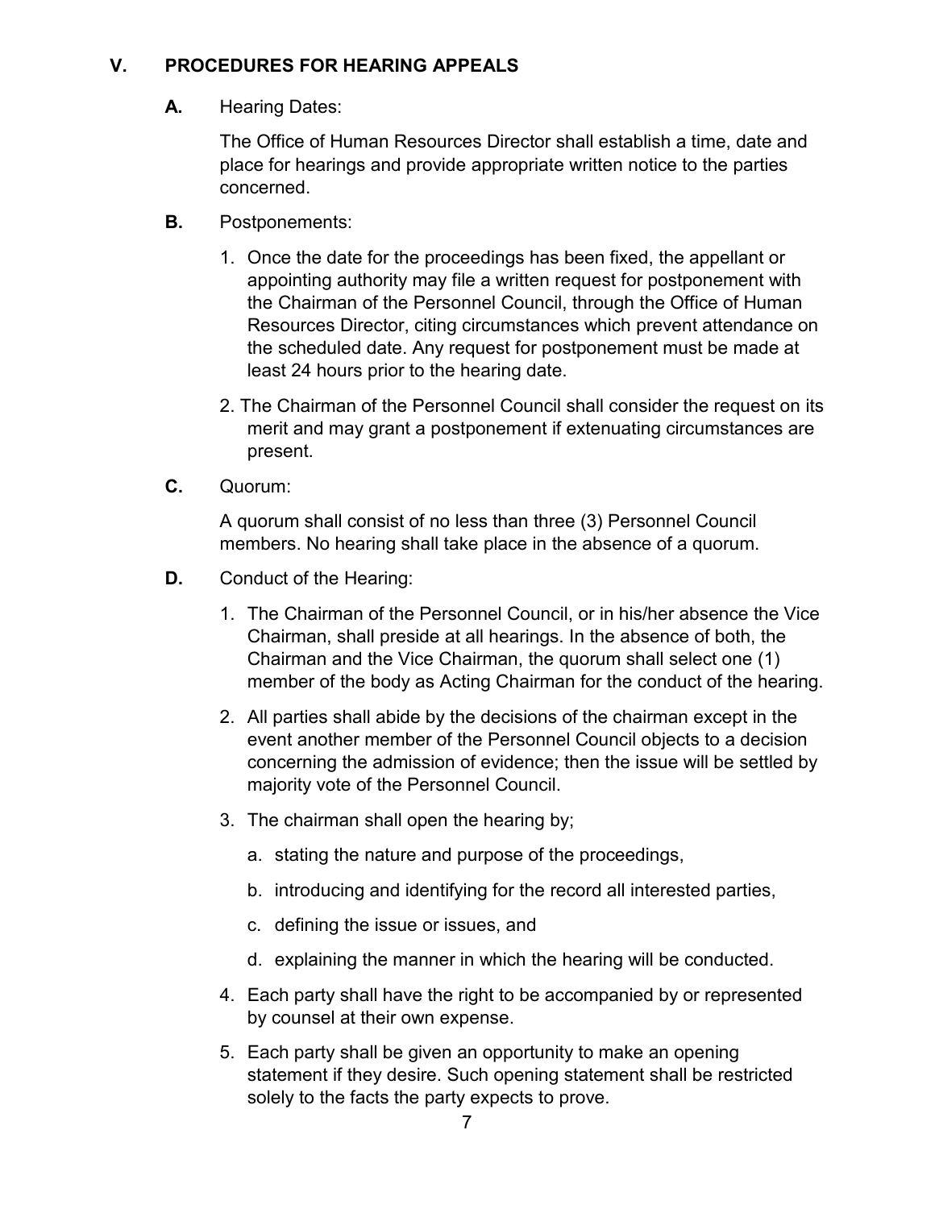## V. PROCEDURES FOR HEARING APPEALS

**A.** Hearing Dates:

The Office of Human Resources Director shall establish a time, date and place for hearings and provide appropriate written notice to the parties concerned.

**B.** Postponements:

1. Once the date for the proceedings has been fixed, the appellant or appointing authority may file a written request for postponement with the Chairman of the Personnel Council, through the Office of Human Resources Director, citing circumstances which prevent attendance on the scheduled date. Any request for postponement must be made at least 24 hours prior to the hearing date.
2. The Chairman of the Personnel Council shall consider the request on its merit and may grant a postponement if extenuating circumstances are present.

**C.** Quorum:

A quorum shall consist of no less than three (3) Personnel Council members. No hearing shall take place in the absence of a quorum.

**D.** Conduct of the Hearing:

1. The Chairman of the Personnel Council, or in his/her absence the Vice Chairman, shall preside at all hearings. In the absence of both, the Chairman and the Vice Chairman, the quorum shall select one (1) member of the body as Acting Chairman for the conduct of the hearing.
2. All parties shall abide by the decisions of the chairman except in the event another member of the Personnel Council objects to a decision concerning the admission of evidence; then the issue will be settled by majority vote of the Personnel Council.
3. The chairman shall open the hearing by;
   a. stating the nature and purpose of the proceedings,
   b. introducing and identifying for the record all interested parties,
   c. defining the issue or issues, and
   d. explaining the manner in which the hearing will be conducted.
4. Each party shall have the right to be accompanied by or represented by counsel at their own expense.
5. Each party shall be given an opportunity to make an opening statement if they desire. Such opening statement shall be restricted solely to the facts the party expects to prove.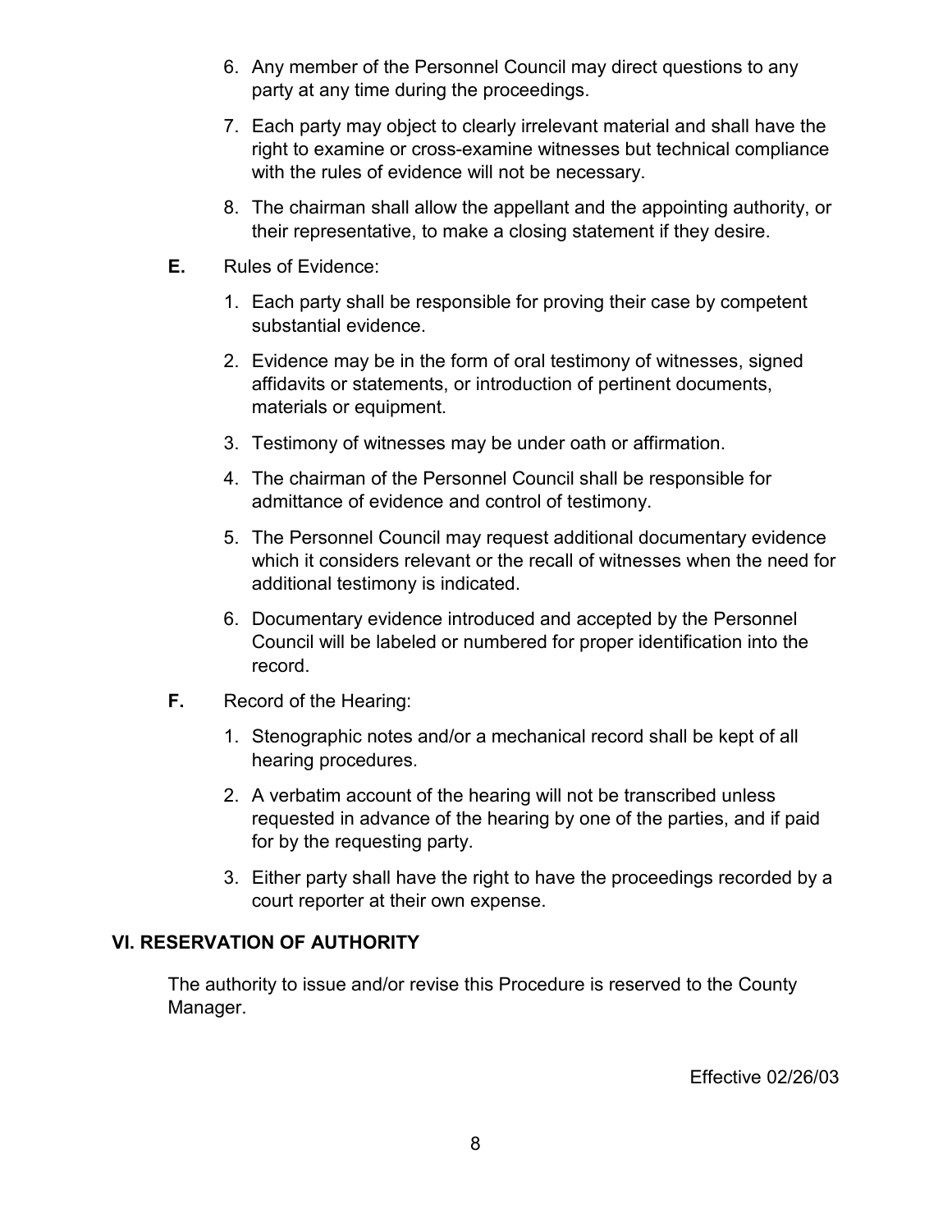6. Any member of the Personnel Council may direct questions to any party at any time during the proceedings.

7. Each party may object to clearly irrelevant material and shall have the right to examine or cross-examine witnesses but technical compliance with the rules of evidence will not be necessary.

8. The chairman shall allow the appellant and the appointing authority, or their representative, to make a closing statement if they desire.

**E.** Rules of Evidence:

1. Each party shall be responsible for proving their case by competent substantial evidence.

2. Evidence may be in the form of oral testimony of witnesses, signed affidavits or statements, or introduction of pertinent documents, materials or equipment.

3. Testimony of witnesses may be under oath or affirmation.

4. The chairman of the Personnel Council shall be responsible for admittance of evidence and control of testimony.

5. The Personnel Council may request additional documentary evidence which it considers relevant or the recall of witnesses when the need for additional testimony is indicated.

6. Documentary evidence introduced and accepted by the Personnel Council will be labeled or numbered for proper identification into the record.

**F.** Record of the Hearing:

1. Stenographic notes and/or a mechanical record shall be kept of all hearing procedures.

2. A verbatim account of the hearing will not be transcribed unless requested in advance of the hearing by one of the parties, and if paid for by the requesting party.

3. Either party shall have the right to have the proceedings recorded by a court reporter at their own expense.

## VI. RESERVATION OF AUTHORITY

The authority to issue and/or revise this Procedure is reserved to the County Manager.

Effective 02/26/03